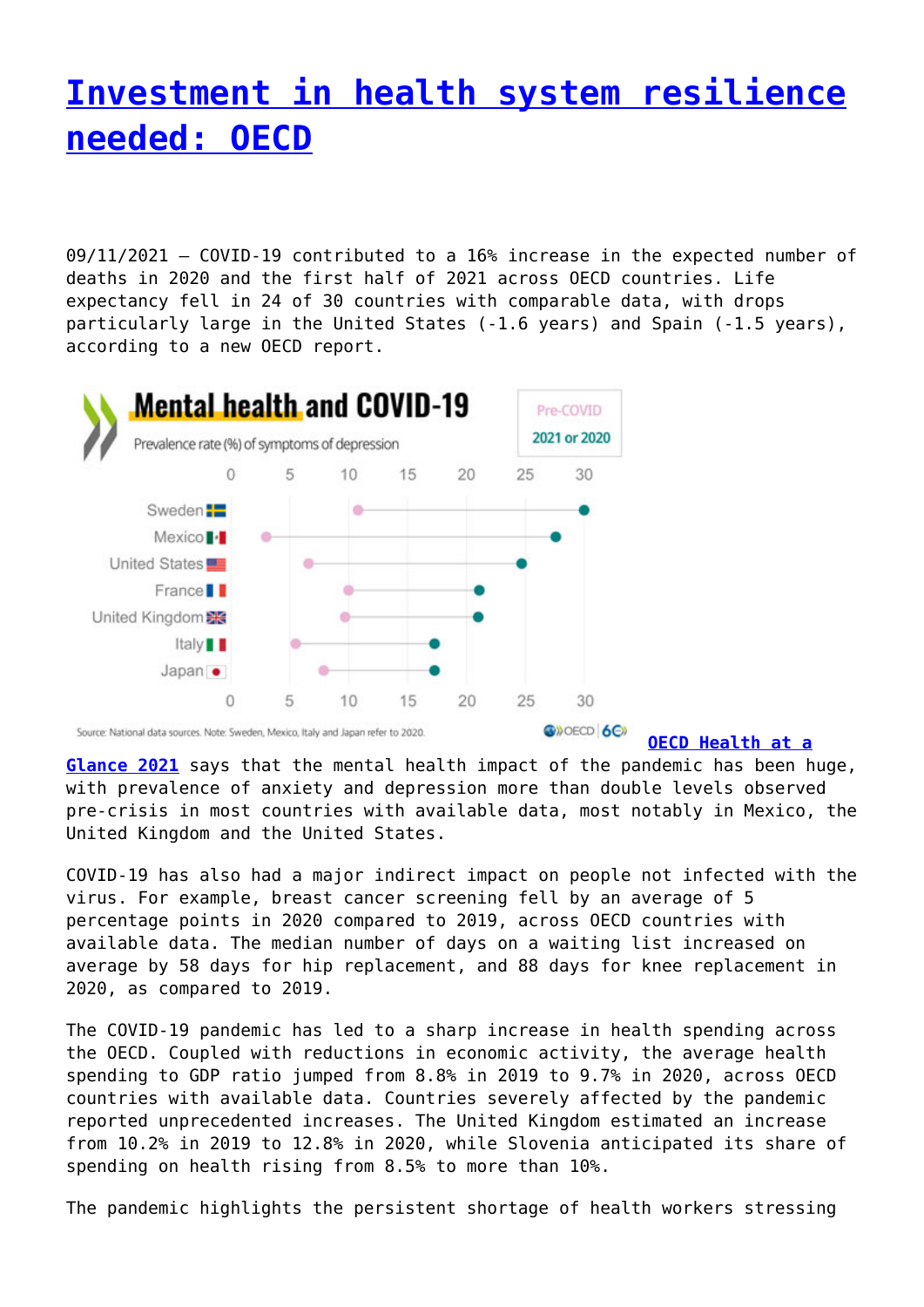# Investment in health system resilience needed: OECD

09/11/2021 – COVID-19 contributed to a 16% increase in the expected number of deaths in 2020 and the first half of 2021 across OECD countries. Life expectancy fell in 24 of 30 countries with comparable data, with drops particularly large in the United States (-1.6 years) and Spain (-1.5 years), according to a new OECD report.

**OECD Health at a Glance 2021** says that the mental health impact of the pandemic has been huge, with prevalence of anxiety and depression more than double levels observed pre-crisis in most countries with available data, most notably in Mexico, the United Kingdom and the United States.

COVID-19 has also had a major indirect impact on people not infected with the virus. For example, breast cancer screening fell by an average of 5 percentage points in 2020 compared to 2019, across OECD countries with available data. The median number of days on a waiting list increased on average by 58 days for hip replacement, and 88 days for knee replacement in 2020, as compared to 2019.

The COVID-19 pandemic has led to a sharp increase in health spending across the OECD. Coupled with reductions in economic activity, the average health spending to GDP ratio jumped from 8.8% in 2019 to 9.7% in 2020, across OECD countries with available data. Countries severely affected by the pandemic reported unprecedented increases. The United Kingdom estimated an increase from 10.2% in 2019 to 12.8% in 2020, while Slovenia anticipated its share of spending on health rising from 8.5% to more than 10%.

The pandemic highlights the persistent shortage of health workers stressing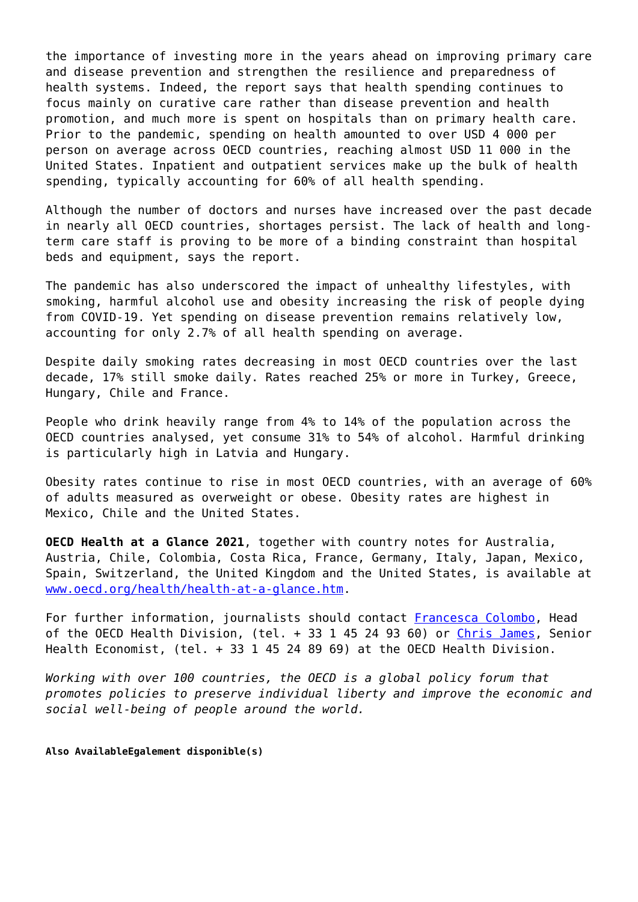the importance of investing more in the years ahead on improving primary care and disease prevention and strengthen the resilience and preparedness of health systems. Indeed, the report says that health spending continues to focus mainly on curative care rather than disease prevention and health promotion, and much more is spent on hospitals than on primary health care. Prior to the pandemic, spending on health amounted to over USD 4 000 per person on average across OECD countries, reaching almost USD 11 000 in the United States. Inpatient and outpatient services make up the bulk of health spending, typically accounting for 60% of all health spending.

Although the number of doctors and nurses have increased over the past decade in nearly all OECD countries, shortages persist. The lack of health and long-term care staff is proving to be more of a binding constraint than hospital beds and equipment, says the report.

The pandemic has also underscored the impact of unhealthy lifestyles, with smoking, harmful alcohol use and obesity increasing the risk of people dying from COVID-19. Yet spending on disease prevention remains relatively low, accounting for only 2.7% of all health spending on average.

Despite daily smoking rates decreasing in most OECD countries over the last decade, 17% still smoke daily. Rates reached 25% or more in Turkey, Greece, Hungary, Chile and France.

People who drink heavily range from 4% to 14% of the population across the OECD countries analysed, yet consume 31% to 54% of alcohol. Harmful drinking is particularly high in Latvia and Hungary.

Obesity rates continue to rise in most OECD countries, with an average of 60% of adults measured as overweight or obese. Obesity rates are highest in Mexico, Chile and the United States.

**OECD Health at a Glance 2021**, together with country notes for Australia, Austria, Chile, Colombia, Costa Rica, France, Germany, Italy, Japan, Mexico, Spain, Switzerland, the United Kingdom and the United States, is available at [www.oecd.org/health/health-at-a-glance.htm](www.oecd.org/health/health-at-a-glance.htm).

For further information, journalists should contact Francesca Colombo, Head of the OECD Health Division, (tel. + 33 1 45 24 93 60) or Chris James, Senior Health Economist, (tel. + 33 1 45 24 89 69) at the OECD Health Division.

*Working with over 100 countries, the OECD is a global policy forum that promotes policies to preserve individual liberty and improve the economic and social well-being of people around the world.*

**Also AvailableEgalement disponible(s)**